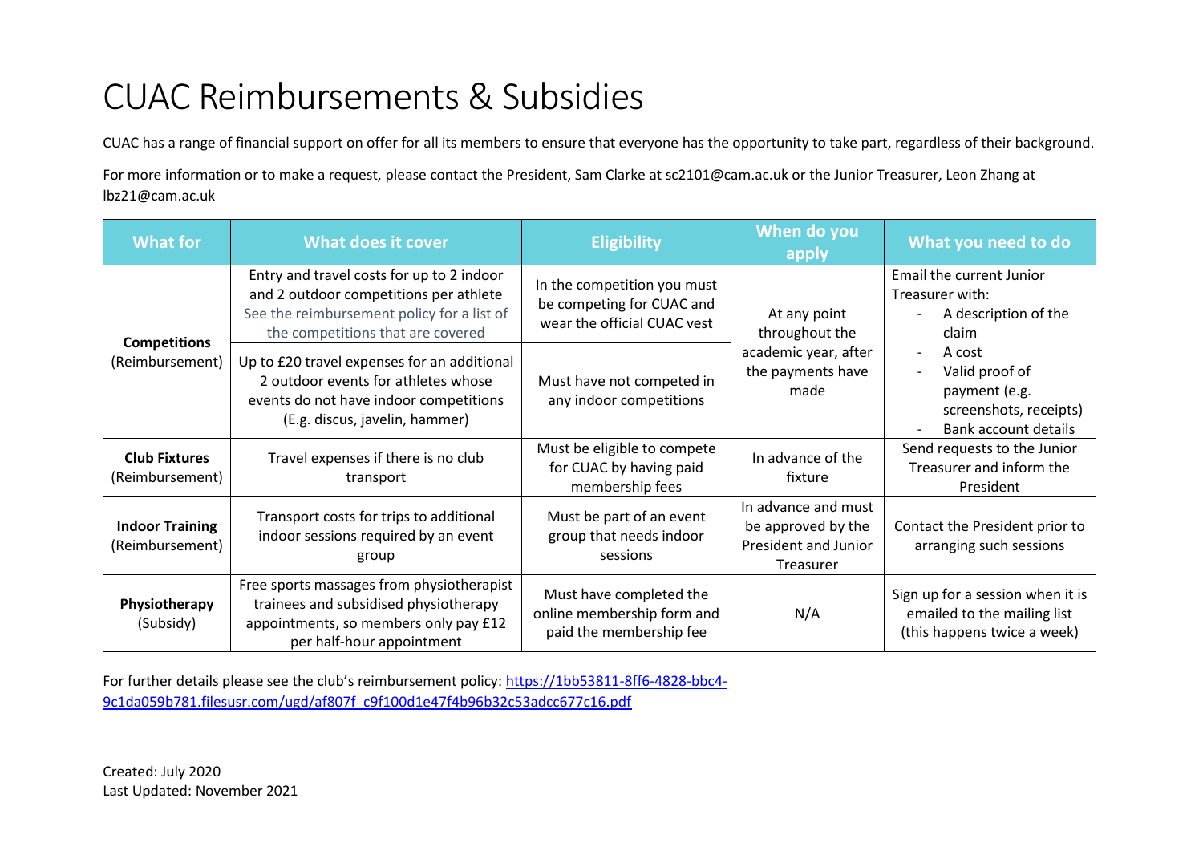# CUAC Reimbursements & Subsidies

CUAC has a range of financial support on offer for all its members to ensure that everyone has the opportunity to take part, regardless of their background.

For more information or to make a request, please contact the President, Sam Clarke at sc2101@cam.ac.uk or the Junior Treasurer, Leon Zhang at lbz21@cam.ac.uk

| What for | What does it cover | Eligibility | When do you apply | What you need to do |
|---|---|---|---|---|
| **Competitions** (Reimbursement) | Entry and travel costs for up to 2 indoor and 2 outdoor competitions per athlete See the reimbursement policy for a list of the competitions that are covered | In the competition you must be competing for CUAC and wear the official CUAC vest | At any point throughout the academic year, after the payments have made | Email the current Junior Treasurer with: <br>- A description of the claim <br>- A cost <br>- Valid proof of payment (e.g. screenshots, receipts) <br>- Bank account details |
| | Up to £20 travel expenses for an additional 2 outdoor events for athletes whose events do not have indoor competitions (E.g. discus, javelin, hammer) | Must have not competed in any indoor competitions | | |
| **Club Fixtures** (Reimbursement) | Travel expenses if there is no club transport | Must be eligible to compete for CUAC by having paid membership fees | In advance of the fixture | Send requests to the Junior Treasurer and inform the President |
| **Indoor Training** (Reimbursement) | Transport costs for trips to additional indoor sessions required by an event group | Must be part of an event group that needs indoor sessions | In advance and must be approved by the President and Junior Treasurer | Contact the President prior to arranging such sessions |
| **Physiotherapy** (Subsidy) | Free sports massages from physiotherapist trainees and subsidised physiotherapy appointments, so members only pay £12 per half-hour appointment | Must have completed the online membership form and paid the membership fee | N/A | Sign up for a session when it is emailed to the mailing list (this happens twice a week) |

For further details please see the club's reimbursement policy: https://1bb53811-8ff6-4828-bbc4-9c1da059b781.filesusr.com/ugd/af807f_c9f100d1e47f4b96b32c53adcc677c16.pdf

Created: July 2020
Last Updated: November 2021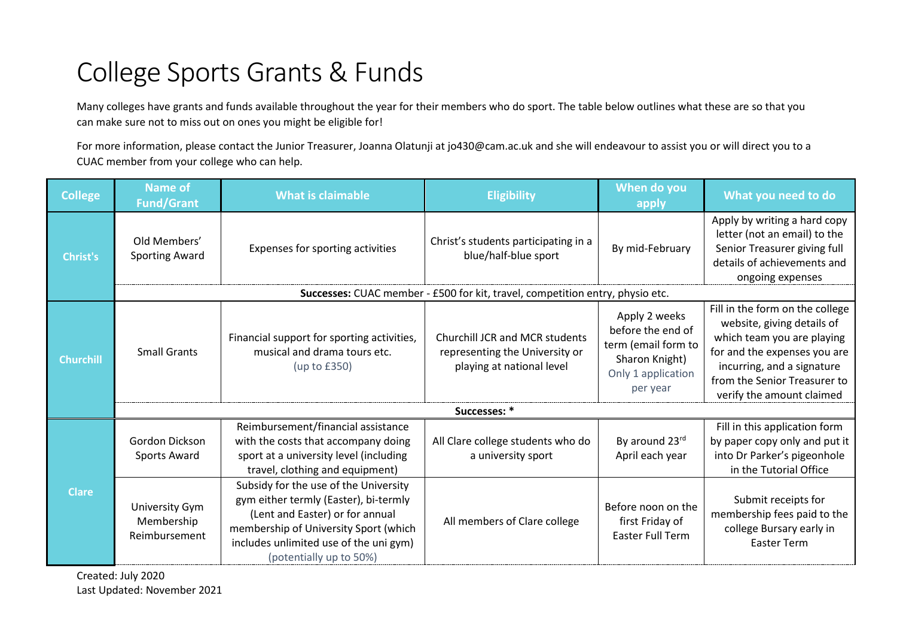# College Sports Grants & Funds

Many colleges have grants and funds available throughout the year for their members who do sport. The table below outlines what these are so that you can make sure not to miss out on ones you might be eligible for!

For more information, please contact the Junior Treasurer, Joanna Olatunji at jo430@cam.ac.uk and she will endeavour to assist you or will direct you to a CUAC member from your college who can help.

| College | Name of Fund/Grant | What is claimable | Eligibility | When do you apply | What you need to do |
|---|---|---|---|---|---|
| Christ's | Old Members' Sporting Award | Expenses for sporting activities | Christ's students participating in a blue/half-blue sport | By mid-February | Apply by writing a hard copy letter (not an email) to the Senior Treasurer giving full details of achievements and ongoing expenses |
| | **Successes:** CUAC member - £500 for kit, travel, competition entry, physio etc. | | | | |
| Churchill | Small Grants | Financial support for sporting activities, musical and drama tours etc. (up to £350) | Churchill JCR and MCR students representing the University or playing at national level | Apply 2 weeks before the end of term (email form to Sharon Knight) Only 1 application per year | Fill in the form on the college website, giving details of which team you are playing for and the expenses you are incurring, and a signature from the Senior Treasurer to verify the amount claimed |
| | **Successes:** * | | | | |
| Clare | Gordon Dickson Sports Award | Reimbursement/financial assistance with the costs that accompany doing sport at a university level (including travel, clothing and equipment) | All Clare college students who do a university sport | By around 23rd April each year | Fill in this application form by paper copy only and put it into Dr Parker's pigeonhole in the Tutorial Office |
| Clare | University Gym Membership Reimbursement | Subsidy for the use of the University gym either termly (Easter), bi-termly (Lent and Easter) or for annual membership of University Sport (which includes unlimited use of the uni gym) (potentially up to 50%) | All members of Clare college | Before noon on the first Friday of Easter Full Term | Submit receipts for membership fees paid to the college Bursary early in Easter Term |

Created: July 2020
Last Updated: November 2021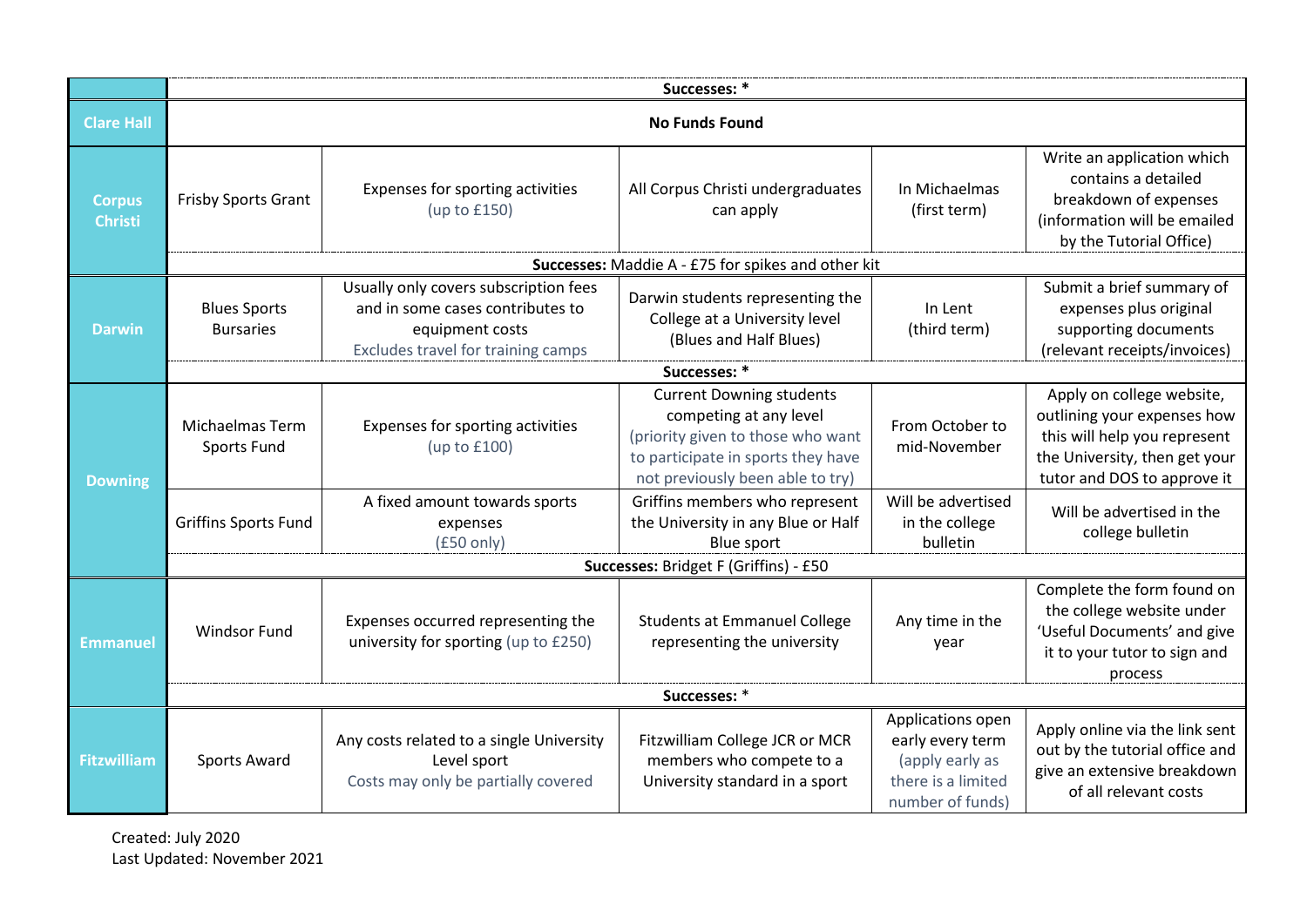| College | Fund | Covers | Eligibility | When | How to apply |
|---|---|---|---|---|---|
| | **Successes:** * | | | | |
| **Clare Hall** | **No Funds Found** | | | | |
| **Corpus Christi** | Frisby Sports Grant | Expenses for sporting activities (up to £150) | All Corpus Christi undergraduates can apply | In Michaelmas (first term) | Write an application which contains a detailed breakdown of expenses (information will be emailed by the Tutorial Office) |
| | **Successes:** Maddie A - £75 for spikes and other kit | | | | |
| **Darwin** | Blues Sports Bursaries | Usually only covers subscription fees and in some cases contributes to equipment costs Excludes travel for training camps | Darwin students representing the College at a University level (Blues and Half Blues) | In Lent (third term) | Submit a brief summary of expenses plus original supporting documents (relevant receipts/invoices) |
| | **Successes:** * | | | | |
| **Downing** | Michaelmas Term Sports Fund | Expenses for sporting activities (up to £100) | Current Downing students competing at any level (priority given to those who want to participate in sports they have not previously been able to try) | From October to mid-November | Apply on college website, outlining your expenses how this will help you represent the University, then get your tutor and DOS to approve it |
| | Griffins Sports Fund | A fixed amount towards sports expenses (£50 only) | Griffins members who represent the University in any Blue or Half Blue sport | Will be advertised in the college bulletin | Will be advertised in the college bulletin |
| | **Successes:** Bridget F (Griffins) - £50 | | | | |
| **Emmanuel** | Windsor Fund | Expenses occurred representing the university for sporting (up to £250) | Students at Emmanuel College representing the university | Any time in the year | Complete the form found on the college website under 'Useful Documents' and give it to your tutor to sign and process |
| | **Successes:** * | | | | |
| **Fitzwilliam** | Sports Award | Any costs related to a single University Level sport Costs may only be partially covered | Fitzwilliam College JCR or MCR members who compete to a University standard in a sport | Applications open early every term (apply early as there is a limited number of funds) | Apply online via the link sent out by the tutorial office and give an extensive breakdown of all relevant costs |

Created: July 2020
Last Updated: November 2021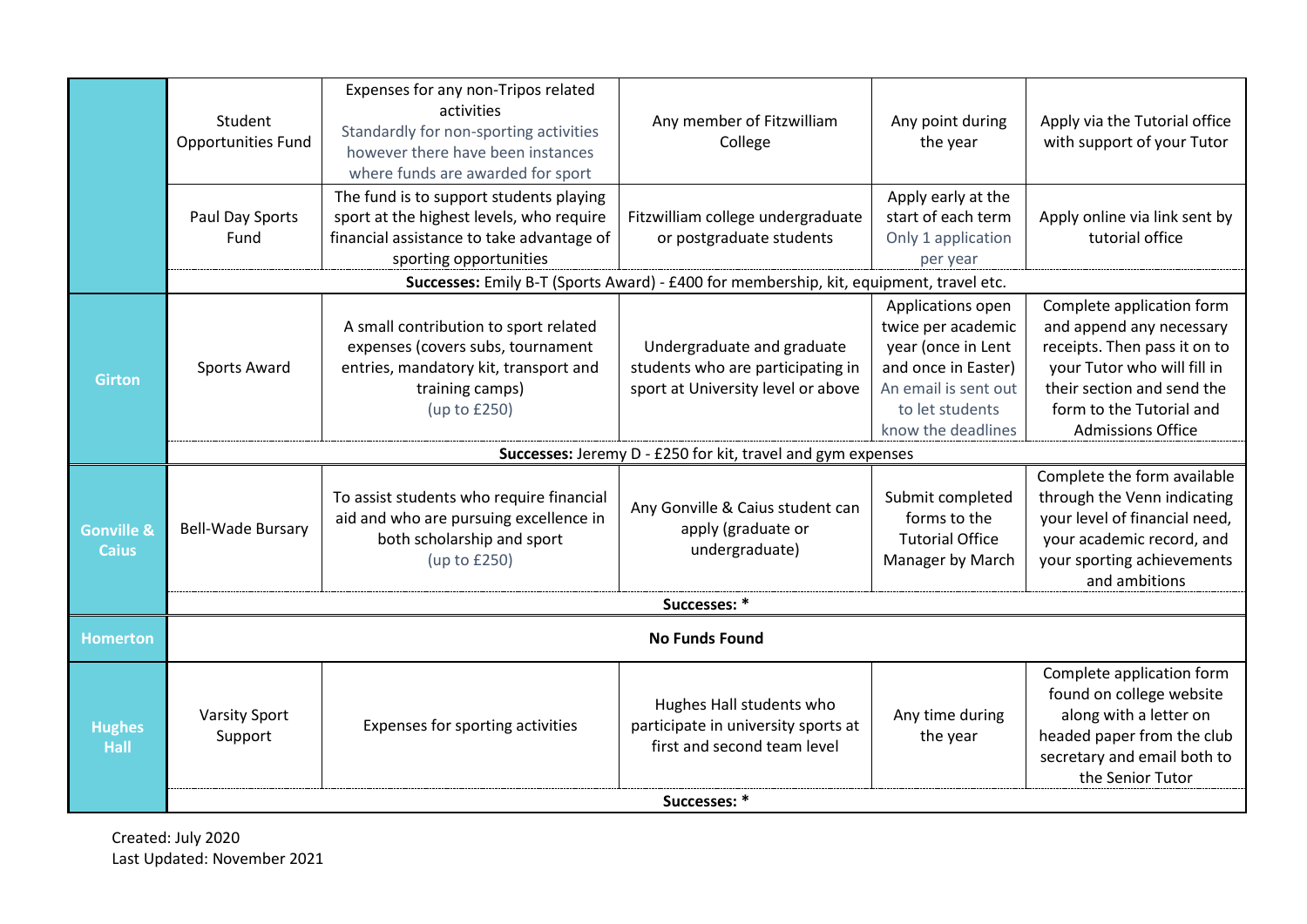| College | Fund | Description | Eligibility | When to apply | How to apply |
|---|---|---|---|---|---|
| | Student Opportunities Fund | Expenses for any non-Tripos related activities Standardly for non-sporting activities however there have been instances where funds are awarded for sport | Any member of Fitzwilliam College | Any point during the year | Apply via the Tutorial office with support of your Tutor |
| | Paul Day Sports Fund | The fund is to support students playing sport at the highest levels, who require financial assistance to take advantage of sporting opportunities | Fitzwilliam college undergraduate or postgraduate students | Apply early at the start of each term Only 1 application per year | Apply online via link sent by tutorial office |
| | **Successes:** Emily B-T (Sports Award) - £400 for membership, kit, equipment, travel etc. | | | | |
| **Girton** | Sports Award | A small contribution to sport related expenses (covers subs, tournament entries, mandatory kit, transport and training camps) (up to £250) | Undergraduate and graduate students who are participating in sport at University level or above | Applications open twice per academic year (once in Lent and once in Easter) An email is sent out to let students know the deadlines | Complete application form and append any necessary receipts. Then pass it on to your Tutor who will fill in their section and send the form to the Tutorial and Admissions Office |
| | **Successes:** Jeremy D - £250 for kit, travel and gym expenses | | | | |
| **Gonville & Caius** | Bell-Wade Bursary | To assist students who require financial aid and who are pursuing excellence in both scholarship and sport (up to £250) | Any Gonville & Caius student can apply (graduate or undergraduate) | Submit completed forms to the Tutorial Office Manager by March | Complete the form available through the Venn indicating your level of financial need, your academic record, and your sporting achievements and ambitions |
| | **Successes:** * | | | | |
| **Homerton** | **No Funds Found** | | | | |
| **Hughes Hall** | Varsity Sport Support | Expenses for sporting activities | Hughes Hall students who participate in university sports at first and second team level | Any time during the year | Complete application form found on college website along with a letter on headed paper from the club secretary and email both to the Senior Tutor |
| | **Successes:** * | | | | |

Created: July 2020
Last Updated: November 2021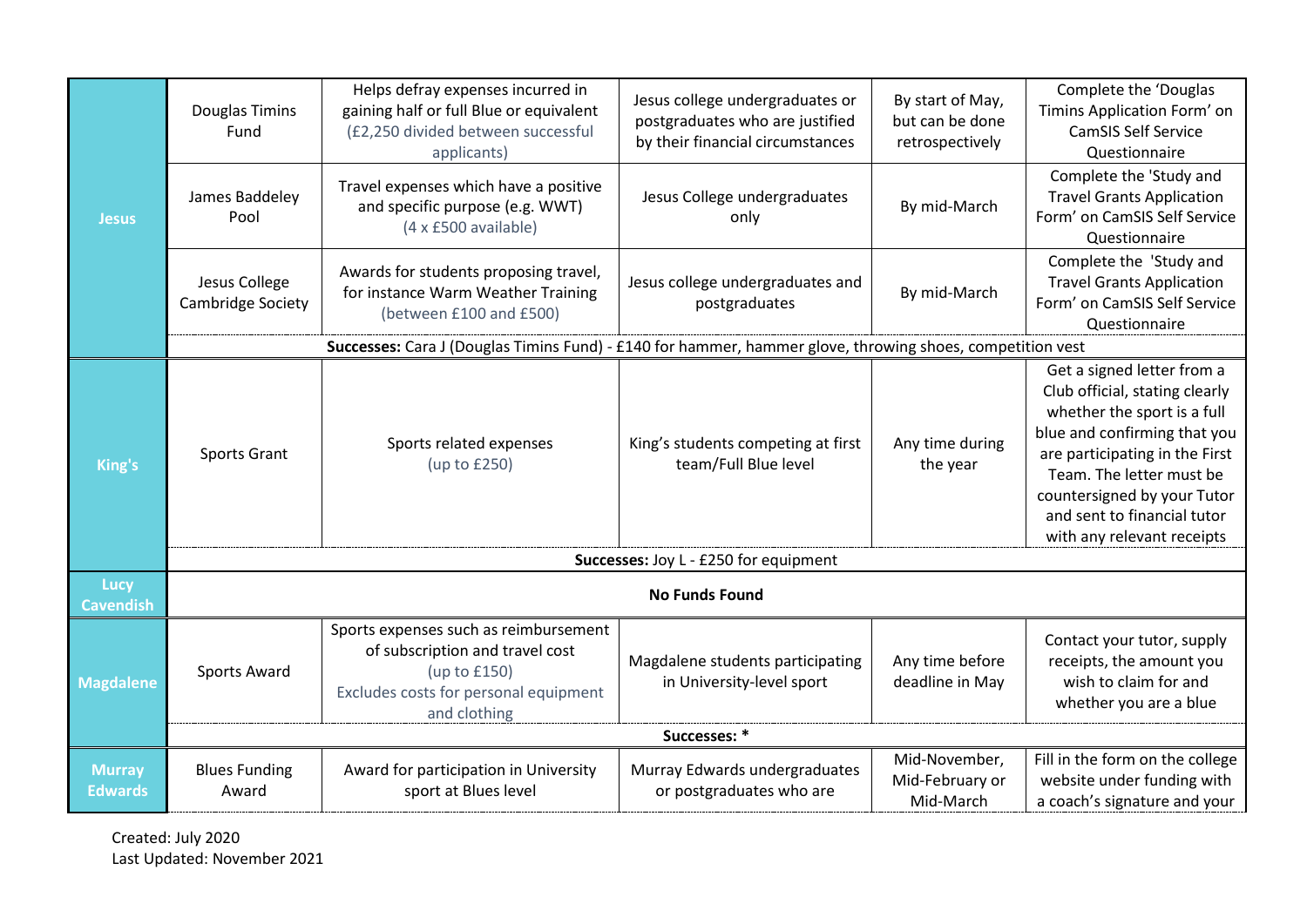| | | | | | |
|---|---|---|---|---|---|
| **Jesus** | Douglas Timins Fund | Helps defray expenses incurred in gaining half or full Blue or equivalent (£2,250 divided between successful applicants) | Jesus college undergraduates or postgraduates who are justified by their financial circumstances | By start of May, but can be done retrospectively | Complete the 'Douglas Timins Application Form' on CamSIS Self Service Questionnaire |
| | James Baddeley Pool | Travel expenses which have a positive and specific purpose (e.g. WWT) (4 x £500 available) | Jesus College undergraduates only | By mid-March | Complete the 'Study and Travel Grants Application Form' on CamSIS Self Service Questionnaire |
| | Jesus College Cambridge Society | Awards for students proposing travel, for instance Warm Weather Training (between £100 and £500) | Jesus college undergraduates and postgraduates | By mid-March | Complete the 'Study and Travel Grants Application Form' on CamSIS Self Service Questionnaire |
| | **Successes:** Cara J (Douglas Timins Fund) - £140 for hammer, hammer glove, throwing shoes, competition vest | | | | |
| **King's** | Sports Grant | Sports related expenses (up to £250) | King's students competing at first team/Full Blue level | Any time during the year | Get a signed letter from a Club official, stating clearly whether the sport is a full blue and confirming that you are participating in the First Team. The letter must be countersigned by your Tutor and sent to financial tutor with any relevant receipts |
| | **Successes:** Joy L - £250 for equipment | | | | |
| **Lucy Cavendish** | **No Funds Found** | | | | |
| **Magdalene** | Sports Award | Sports expenses such as reimbursement of subscription and travel cost (up to £150) Excludes costs for personal equipment and clothing | Magdalene students participating in University-level sport | Any time before deadline in May | Contact your tutor, supply receipts, the amount you wish to claim for and whether you are a blue |
| | **Successes:** * | | | | |
| **Murray Edwards** | Blues Funding Award | Award for participation in University sport at Blues level | Murray Edwards undergraduates or postgraduates who are | Mid-November, Mid-February or Mid-March | Fill in the form on the college website under funding with a coach's signature and your |

Created: July 2020
Last Updated: November 2021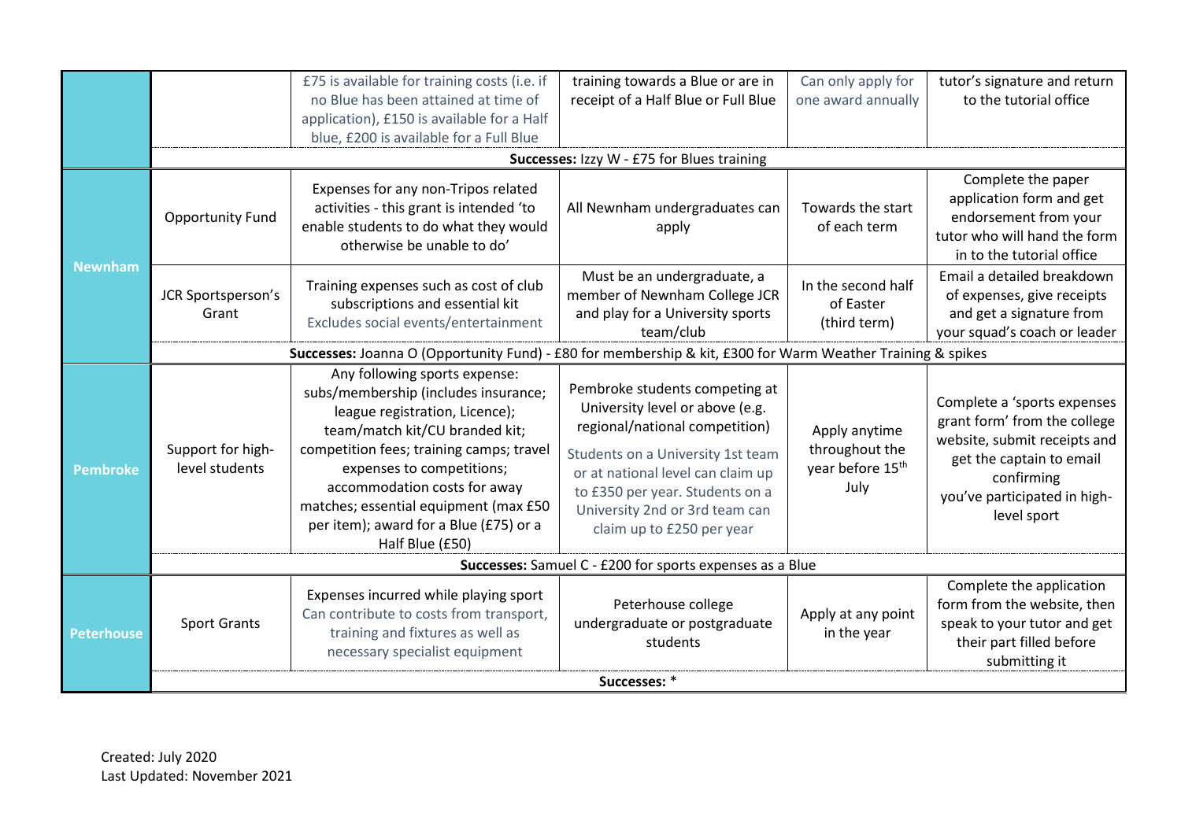| | | | | | |
|---|---|---|---|---|---|
| | | £75 is available for training costs (i.e. if no Blue has been attained at time of application), £150 is available for a Half blue, £200 is available for a Full Blue | training towards a Blue or are in receipt of a Half Blue or Full Blue | Can only apply for one award annually | tutor's signature and return to the tutorial office |
| | **Successes:** Izzy W - £75 for Blues training | | | | |
| **Newnham** | Opportunity Fund | Expenses for any non-Tripos related activities - this grant is intended 'to enable students to do what they would otherwise be unable to do' | All Newnham undergraduates can apply | Towards the start of each term | Complete the paper application form and get endorsement from your tutor who will hand the form in to the tutorial office |
| | JCR Sportsperson's Grant | Training expenses such as cost of club subscriptions and essential kit Excludes social events/entertainment | Must be an undergraduate, a member of Newnham College JCR and play for a University sports team/club | In the second half of Easter (third term) | Email a detailed breakdown of expenses, give receipts and get a signature from your squad's coach or leader |
| | **Successes:** Joanna O (Opportunity Fund) - £80 for membership & kit, £300 for Warm Weather Training & spikes | | | | |
| **Pembroke** | Support for high-level students | Any following sports expense: subs/membership (includes insurance; league registration, Licence); team/match kit/CU branded kit; competition fees; training camps; travel expenses to competitions; accommodation costs for away matches; essential equipment (max £50 per item); award for a Blue (£75) or a Half Blue (£50) | Pembroke students competing at University level or above (e.g. regional/national competition) Students on a University 1st team or at national level can claim up to £350 per year. Students on a University 2nd or 3rd team can claim up to £250 per year | Apply anytime throughout the year before 15th July | Complete a 'sports expenses grant form' from the college website, submit receipts and get the captain to email confirming you've participated in high-level sport |
| | **Successes:** Samuel C - £200 for sports expenses as a Blue | | | | |
| **Peterhouse** | Sport Grants | Expenses incurred while playing sport Can contribute to costs from transport, training and fixtures as well as necessary specialist equipment | Peterhouse college undergraduate or postgraduate students | Apply at any point in the year | Complete the application form from the website, then speak to your tutor and get their part filled before submitting it |
| | **Successes:** * | | | | |

Created: July 2020
Last Updated: November 2021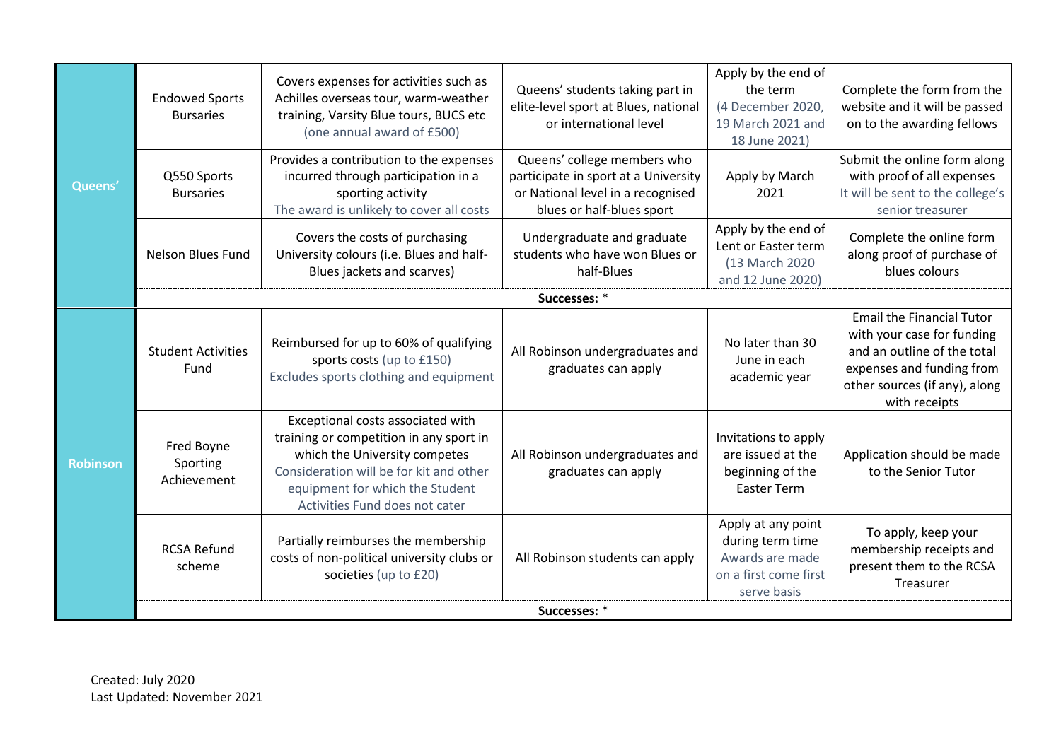| | | | | | |
|---|---|---|---|---|---|
| **Queens'** | Endowed Sports Bursaries | Covers expenses for activities such as Achilles overseas tour, warm-weather training, Varsity Blue tours, BUCS etc (one annual award of £500) | Queens' students taking part in elite-level sport at Blues, national or international level | Apply by the end of the term (4 December 2020, 19 March 2021 and 18 June 2021) | Complete the form from the website and it will be passed on to the awarding fellows |
| | Q550 Sports Bursaries | Provides a contribution to the expenses incurred through participation in a sporting activity The award is unlikely to cover all costs | Queens' college members who participate in sport at a University or National level in a recognised blues or half-blues sport | Apply by March 2021 | Submit the online form along with proof of all expenses It will be sent to the college's senior treasurer |
| | Nelson Blues Fund | Covers the costs of purchasing University colours (i.e. Blues and half-Blues jackets and scarves) | Undergraduate and graduate students who have won Blues or half-Blues | Apply by the end of Lent or Easter term (13 March 2020 and 12 June 2020) | Complete the online form along proof of purchase of blues colours |
| | **Successes:** * | | | | |
| **Robinson** | Student Activities Fund | Reimbursed for up to 60% of qualifying sports costs (up to £150) Excludes sports clothing and equipment | All Robinson undergraduates and graduates can apply | No later than 30 June in each academic year | Email the Financial Tutor with your case for funding and an outline of the total expenses and funding from other sources (if any), along with receipts |
| | Fred Boyne Sporting Achievement | Exceptional costs associated with training or competition in any sport in which the University competes Consideration will be for kit and other equipment for which the Student Activities Fund does not cater | All Robinson undergraduates and graduates can apply | Invitations to apply are issued at the beginning of the Easter Term | Application should be made to the Senior Tutor |
| | RCSA Refund scheme | Partially reimburses the membership costs of non-political university clubs or societies (up to £20) | All Robinson students can apply | Apply at any point during term time Awards are made on a first come first serve basis | To apply, keep your membership receipts and present them to the RCSA Treasurer |
| | **Successes:** * | | | | |

Created: July 2020
Last Updated: November 2021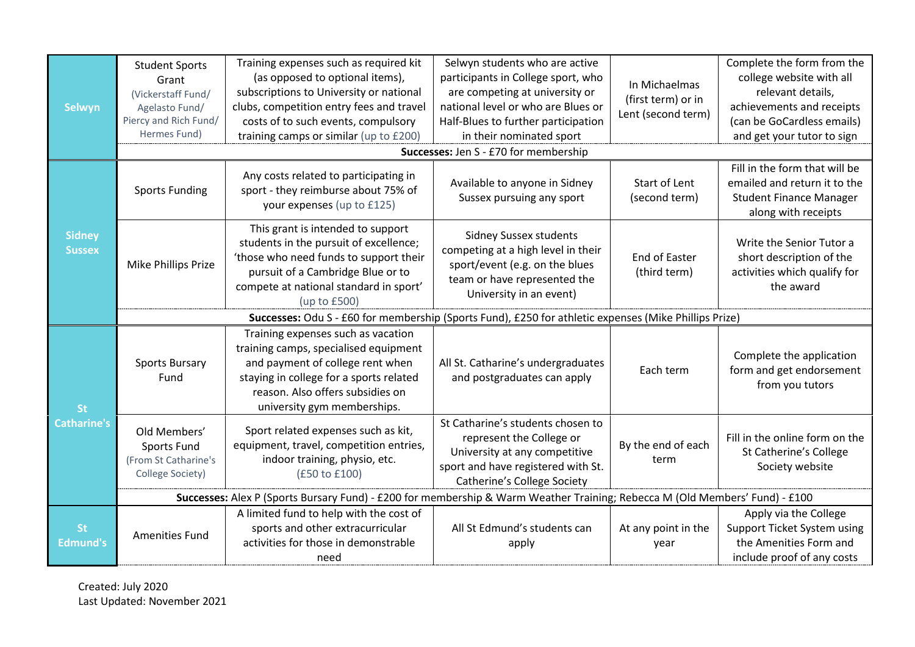| | | | | | |
|---|---|---|---|---|---|
| **Selwyn** | Student Sports Grant (Vickerstaff Fund/ Agelasto Fund/ Piercy and Rich Fund/ Hermes Fund) | Training expenses such as required kit (as opposed to optional items), subscriptions to University or national clubs, competition entry fees and travel costs of to such events, compulsory training camps or similar (up to £200) | Selwyn students who are active participants in College sport, who are competing at university or national level or who are Blues or Half-Blues to further participation in their nominated sport | In Michaelmas (first term) or in Lent (second term) | Complete the form from the college website with all relevant details, achievements and receipts (can be GoCardless emails) and get your tutor to sign |
| | **Successes:** Jen S - £70 for membership | | | | |
| **Sidney Sussex** | Sports Funding | Any costs related to participating in sport - they reimburse about 75% of your expenses (up to £125) | Available to anyone in Sidney Sussex pursuing any sport | Start of Lent (second term) | Fill in the form that will be emailed and return it to the Student Finance Manager along with receipts |
| | Mike Phillips Prize | This grant is intended to support students in the pursuit of excellence; 'those who need funds to support their pursuit of a Cambridge Blue or to compete at national standard in sport' (up to £500) | Sidney Sussex students competing at a high level in their sport/event (e.g. on the blues team or have represented the University in an event) | End of Easter (third term) | Write the Senior Tutor a short description of the activities which qualify for the award |
| | **Successes:** Odu S - £60 for membership (Sports Fund), £250 for athletic expenses (Mike Phillips Prize) | | | | |
| **St Catharine's** | Sports Bursary Fund | Training expenses such as vacation training camps, specialised equipment and payment of college rent when staying in college for a sports related reason. Also offers subsidies on university gym memberships. | All St. Catharine's undergraduates and postgraduates can apply | Each term | Complete the application form and get endorsement from you tutors |
| | Old Members' Sports Fund (From St Catharine's College Society) | Sport related expenses such as kit, equipment, travel, competition entries, indoor training, physio, etc. (£50 to £100) | St Catharine's students chosen to represent the College or University at any competitive sport and have registered with St. Catherine's College Society | By the end of each term | Fill in the online form on the St Catherine's College Society website |
| | **Successes:** Alex P (Sports Bursary Fund) - £200 for membership & Warm Weather Training; Rebecca M (Old Members' Fund) - £100 | | | | |
| **St Edmund's** | Amenities Fund | A limited fund to help with the cost of sports and other extracurricular activities for those in demonstrable need | All St Edmund's students can apply | At any point in the year | Apply via the College Support Ticket System using the Amenities Form and include proof of any costs |

Created: July 2020
Last Updated: November 2021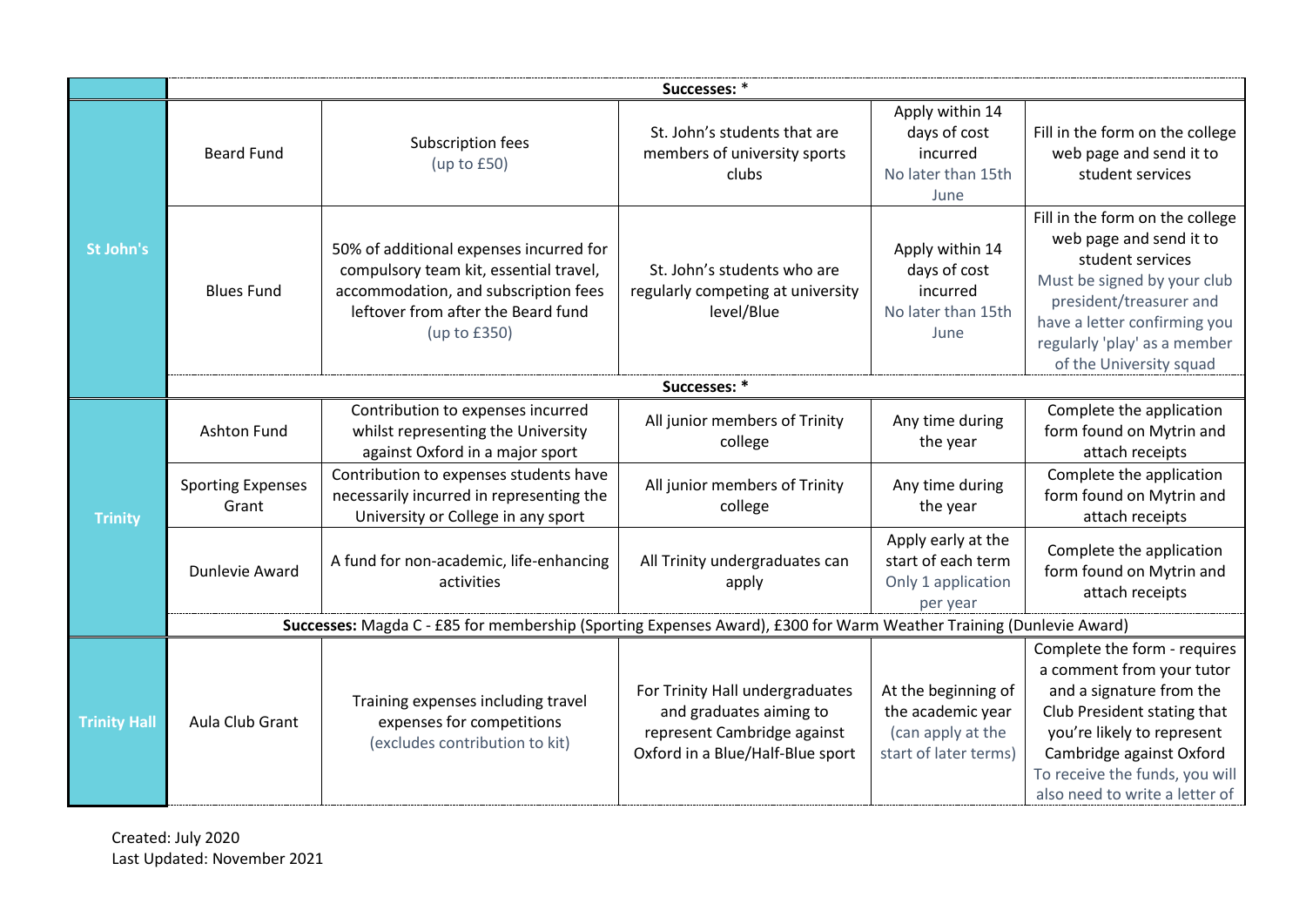| | | | | | |
|---|---|---|---|---|---|
| | **Successes:** * | | | | |
| **St John's** | Beard Fund | Subscription fees (up to £50) | St. John's students that are members of university sports clubs | Apply within 14 days of cost incurred No later than 15th June | Fill in the form on the college web page and send it to student services |
| | Blues Fund | 50% of additional expenses incurred for compulsory team kit, essential travel, accommodation, and subscription fees leftover from after the Beard fund (up to £350) | St. John's students who are regularly competing at university level/Blue | Apply within 14 days of cost incurred No later than 15th June | Fill in the form on the college web page and send it to student services Must be signed by your club president/treasurer and have a letter confirming you regularly 'play' as a member of the University squad |
| | **Successes:** * | | | | |
| **Trinity** | Ashton Fund | Contribution to expenses incurred whilst representing the University against Oxford in a major sport | All junior members of Trinity college | Any time during the year | Complete the application form found on Mytrin and attach receipts |
| | Sporting Expenses Grant | Contribution to expenses students have necessarily incurred in representing the University or College in any sport | All junior members of Trinity college | Any time during the year | Complete the application form found on Mytrin and attach receipts |
| | Dunlevie Award | A fund for non-academic, life-enhancing activities | All Trinity undergraduates can apply | Apply early at the start of each term Only 1 application per year | Complete the application form found on Mytrin and attach receipts |
| | **Successes:** Magda C - £85 for membership (Sporting Expenses Award), £300 for Warm Weather Training (Dunlevie Award) | | | | |
| **Trinity Hall** | Aula Club Grant | Training expenses including travel expenses for competitions (excludes contribution to kit) | For Trinity Hall undergraduates and graduates aiming to represent Cambridge against Oxford in a Blue/Half-Blue sport | At the beginning of the academic year (can apply at the start of later terms) | Complete the form - requires a comment from your tutor and a signature from the Club President stating that you're likely to represent Cambridge against Oxford To receive the funds, you will also need to write a letter of |

Created: July 2020
Last Updated: November 2021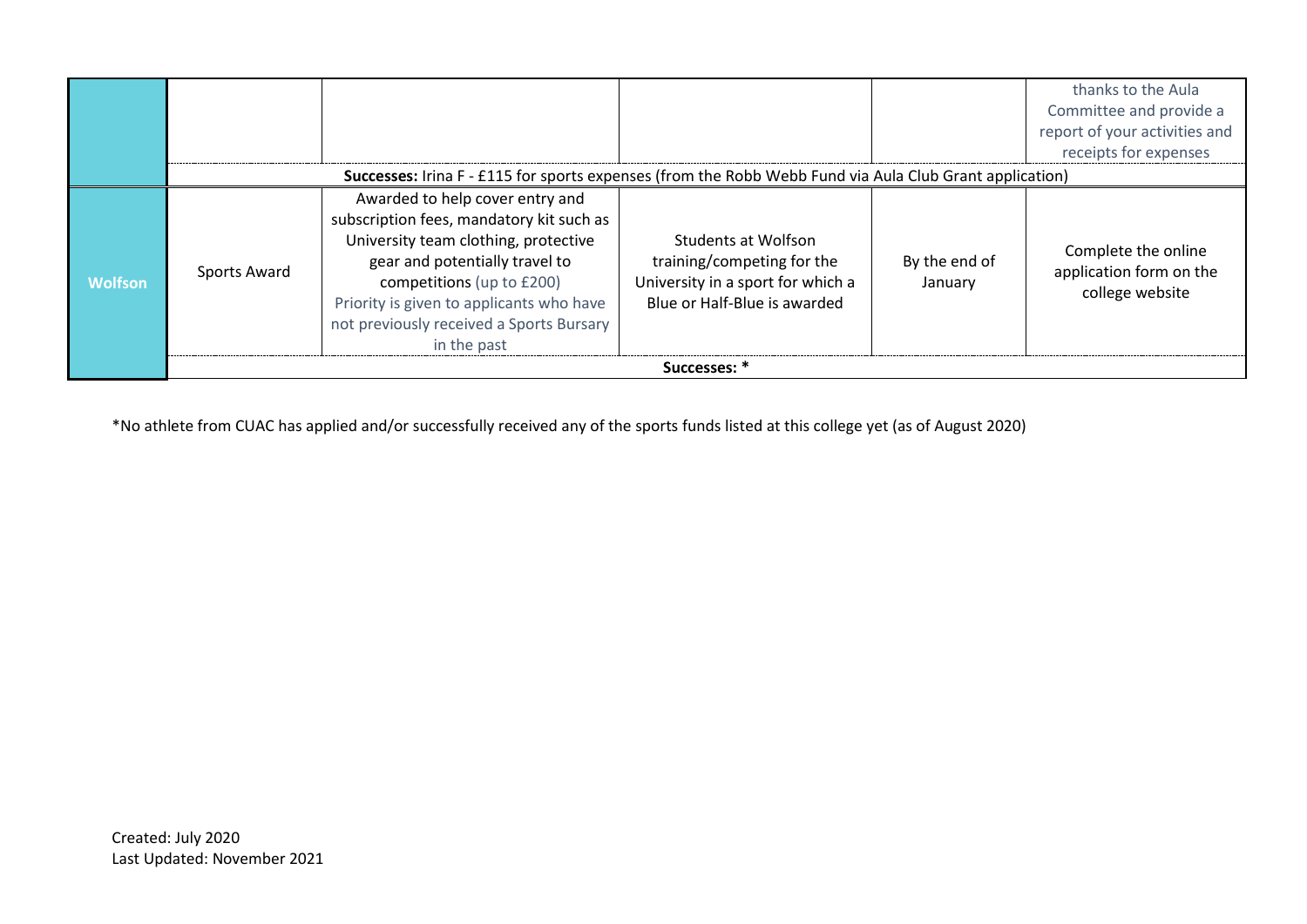| | | | | | |
|---|---|---|---|---|---|
| | | | | | thanks to the Aula Committee and provide a report of your activities and receipts for expenses |
| | **Successes:** Irina F - £115 for sports expenses (from the Robb Webb Fund via Aula Club Grant application) | | | | |
| **Wolfson** | Sports Award | Awarded to help cover entry and subscription fees, mandatory kit such as University team clothing, protective gear and potentially travel to competitions (up to £200) Priority is given to applicants who have not previously received a Sports Bursary in the past | Students at Wolfson training/competing for the University in a sport for which a Blue or Half-Blue is awarded | By the end of January | Complete the online application form on the college website |
| | **Successes:** * | | | | |

*No athlete from CUAC has applied and/or successfully received any of the sports funds listed at this college yet (as of August 2020)

Created: July 2020
Last Updated: November 2021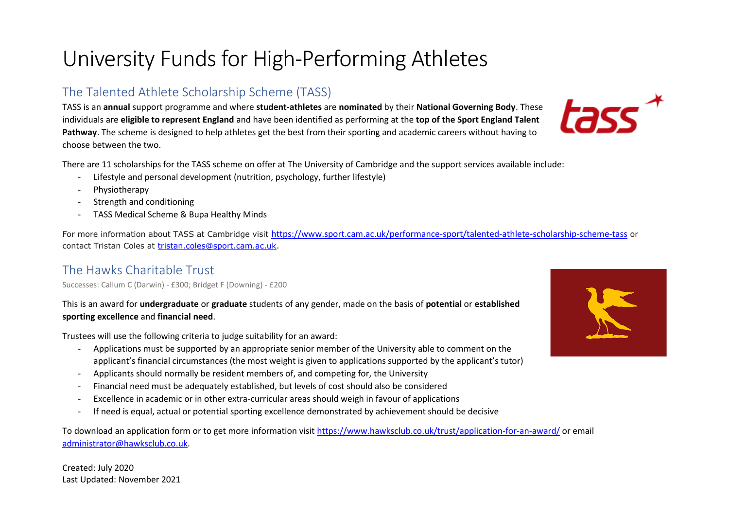# University Funds for High-Performing Athletes

## The Talented Athlete Scholarship Scheme (TASS)

TASS is an **annual** support programme and where **student-athletes** are **nominated** by their **National Governing Body**. These individuals are **eligible to represent England** and have been identified as performing at the **top of the Sport England Talent Pathway**. The scheme is designed to help athletes get the best from their sporting and academic careers without having to choose between the two.

There are 11 scholarships for the TASS scheme on offer at The University of Cambridge and the support services available include:

- Lifestyle and personal development (nutrition, psychology, further lifestyle)
- Physiotherapy
- Strength and conditioning
- TASS Medical Scheme & Bupa Healthy Minds

For more information about TASS at Cambridge visit https://www.sport.cam.ac.uk/performance-sport/talented-athlete-scholarship-scheme-tass or contact Tristan Coles at tristan.coles@sport.cam.ac.uk.

## The Hawks Charitable Trust

Successes: Callum C (Darwin) - £300; Bridget F (Downing) - £200

This is an award for **undergraduate** or **graduate** students of any gender, made on the basis of **potential** or **established sporting excellence** and **financial need**.

Trustees will use the following criteria to judge suitability for an award:

- Applications must be supported by an appropriate senior member of the University able to comment on the applicant's financial circumstances (the most weight is given to applications supported by the applicant's tutor)
- Applicants should normally be resident members of, and competing for, the University
- Financial need must be adequately established, but levels of cost should also be considered
- Excellence in academic or in other extra-curricular areas should weigh in favour of applications
- If need is equal, actual or potential sporting excellence demonstrated by achievement should be decisive

To download an application form or to get more information visit https://www.hawksclub.co.uk/trust/application-for-an-award/ or email administrator@hawksclub.co.uk.

Created: July 2020
Last Updated: November 2021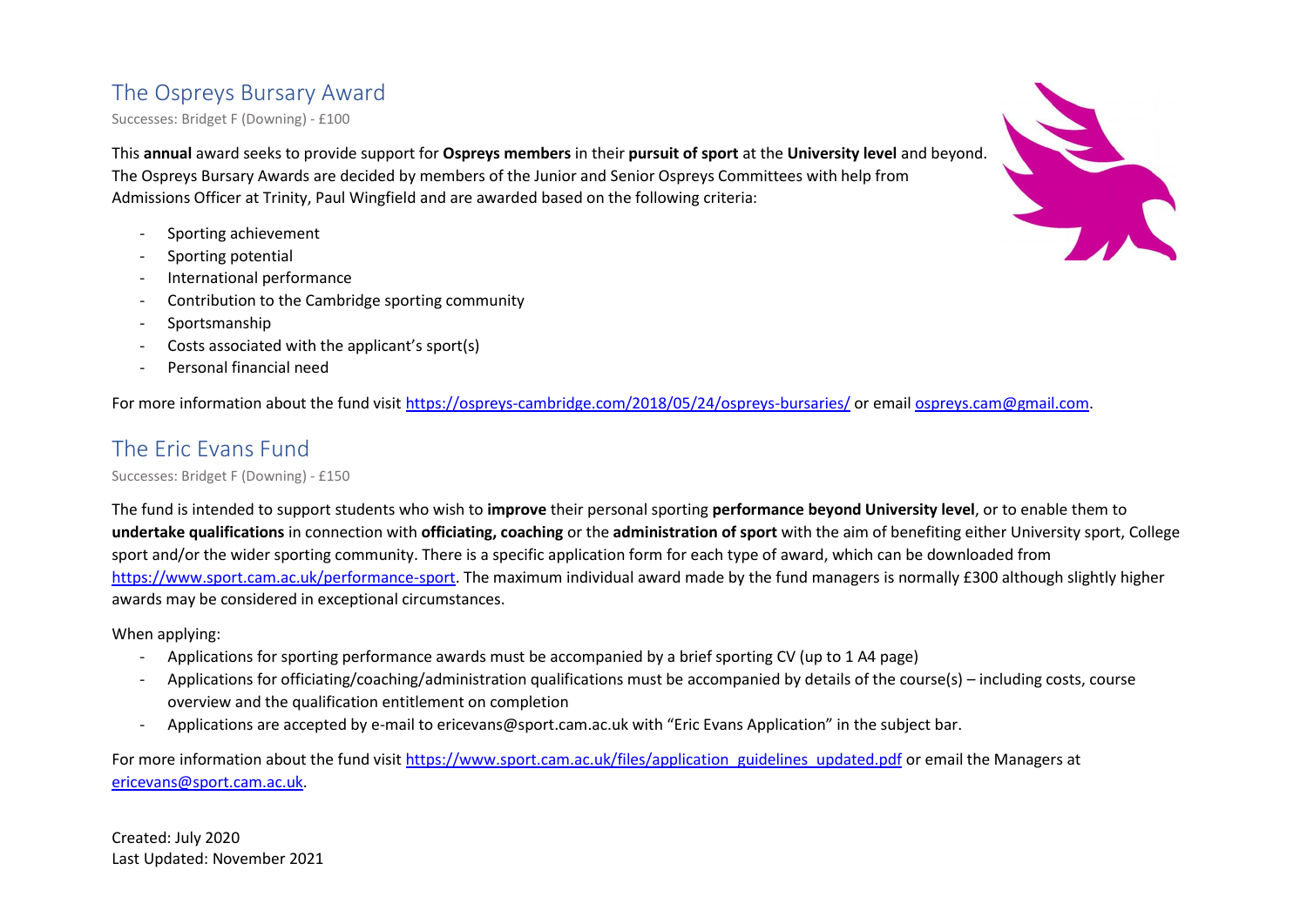## The Ospreys Bursary Award

Successes: Bridget F (Downing) - £100

This **annual** award seeks to provide support for **Ospreys members** in their **pursuit of sport** at the **University level** and beyond. The Ospreys Bursary Awards are decided by members of the Junior and Senior Ospreys Committees with help from Admissions Officer at Trinity, Paul Wingfield and are awarded based on the following criteria:

- Sporting achievement
- Sporting potential
- International performance
- Contribution to the Cambridge sporting community
- Sportsmanship
- Costs associated with the applicant's sport(s)
- Personal financial need

For more information about the fund visit https://ospreys-cambridge.com/2018/05/24/ospreys-bursaries/ or email ospreys.cam@gmail.com.

## The Eric Evans Fund

Successes: Bridget F (Downing) - £150

The fund is intended to support students who wish to **improve** their personal sporting **performance beyond University level**, or to enable them to **undertake qualifications** in connection with **officiating, coaching** or the **administration of sport** with the aim of benefiting either University sport, College sport and/or the wider sporting community. There is a specific application form for each type of award, which can be downloaded from https://www.sport.cam.ac.uk/performance-sport. The maximum individual award made by the fund managers is normally £300 although slightly higher awards may be considered in exceptional circumstances.

When applying:

- Applications for sporting performance awards must be accompanied by a brief sporting CV (up to 1 A4 page)
- Applications for officiating/coaching/administration qualifications must be accompanied by details of the course(s) – including costs, course overview and the qualification entitlement on completion
- Applications are accepted by e-mail to ericevans@sport.cam.ac.uk with "Eric Evans Application" in the subject bar.

For more information about the fund visit https://www.sport.cam.ac.uk/files/application_guidelines_updated.pdf or email the Managers at ericevans@sport.cam.ac.uk.

Created: July 2020
Last Updated: November 2021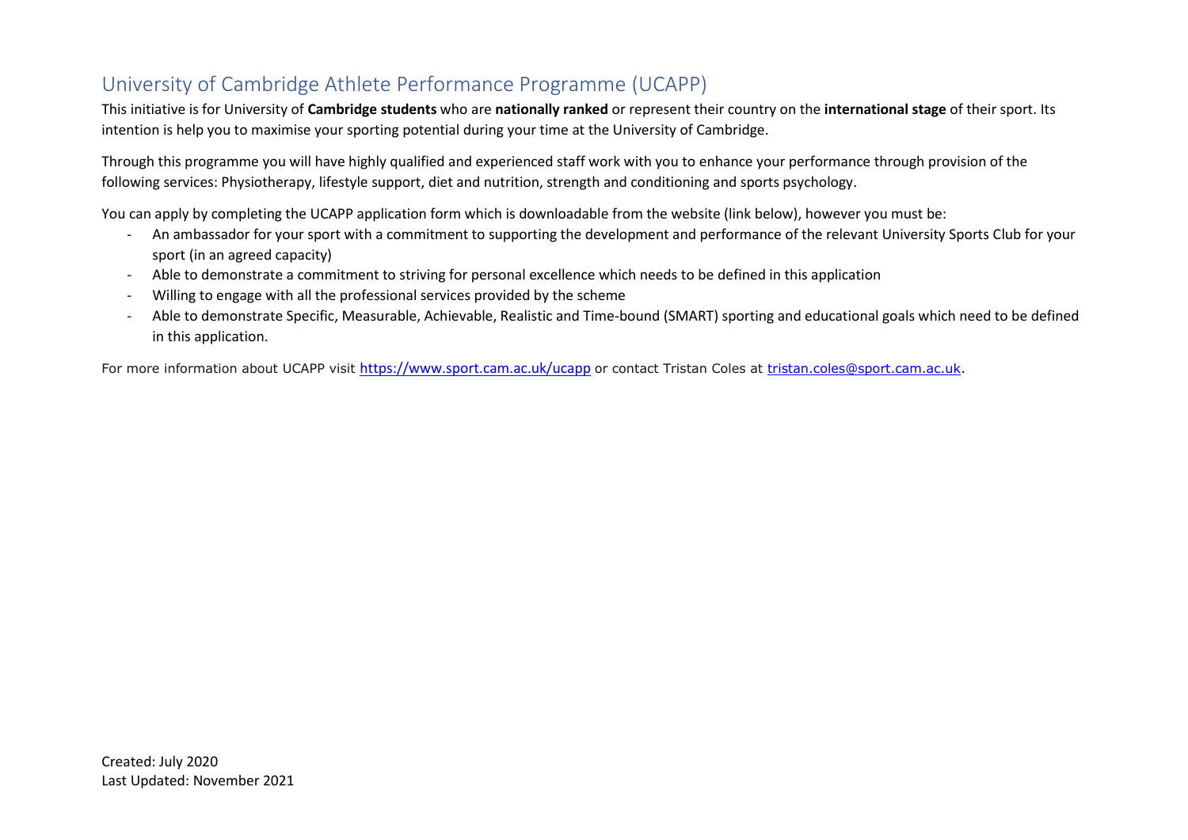## University of Cambridge Athlete Performance Programme (UCAPP)

This initiative is for University of **Cambridge students** who are **nationally ranked** or represent their country on the **international stage** of their sport. Its intention is help you to maximise your sporting potential during your time at the University of Cambridge.

Through this programme you will have highly qualified and experienced staff work with you to enhance your performance through provision of the following services: Physiotherapy, lifestyle support, diet and nutrition, strength and conditioning and sports psychology.

You can apply by completing the UCAPP application form which is downloadable from the website (link below), however you must be:

- An ambassador for your sport with a commitment to supporting the development and performance of the relevant University Sports Club for your sport (in an agreed capacity)
- Able to demonstrate a commitment to striving for personal excellence which needs to be defined in this application
- Willing to engage with all the professional services provided by the scheme
- Able to demonstrate Specific, Measurable, Achievable, Realistic and Time-bound (SMART) sporting and educational goals which need to be defined in this application.

For more information about UCAPP visit https://www.sport.cam.ac.uk/ucapp or contact Tristan Coles at tristan.coles@sport.cam.ac.uk.

Created: July 2020
Last Updated: November 2021